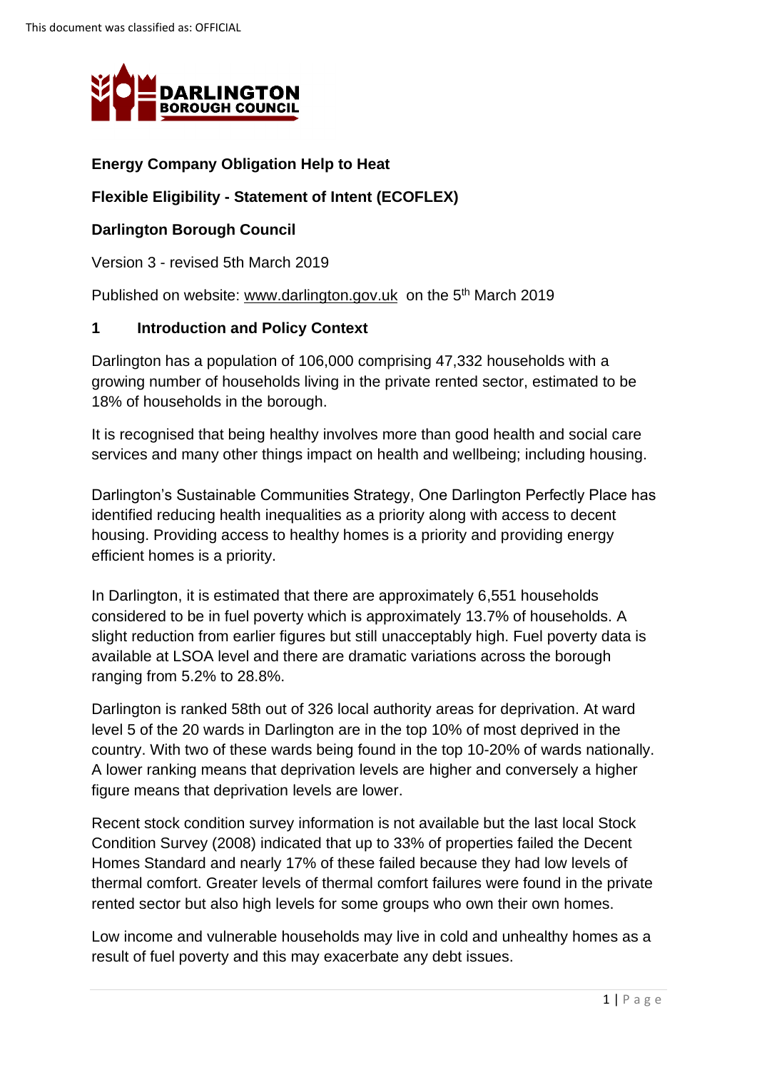This document was classified as: OFFICIAL

**Energy Company Obligation Help to Heat**

**Flexible Eligibility - Statement of Intent (ECOFLEX)**

**Darlington Borough Council**

Version 3 - revised 5th March 2019

Published on website: www.darlington.gov.uk on the 5th March 2019

## 1 Introduction and Policy Context

Darlington has a population of 106,000 comprising 47,332 households with a growing number of households living in the private rented sector, estimated to be 18% of households in the borough.

It is recognised that being healthy involves more than good health and social care services and many other things impact on health and wellbeing; including housing.

Darlington's Sustainable Communities Strategy, One Darlington Perfectly Place has identified reducing health inequalities as a priority along with access to decent housing. Providing access to healthy homes is a priority and providing energy efficient homes is a priority.

In Darlington, it is estimated that there are approximately 6,551 households considered to be in fuel poverty which is approximately 13.7% of households. A slight reduction from earlier figures but still unacceptably high. Fuel poverty data is available at LSOA level and there are dramatic variations across the borough ranging from 5.2% to 28.8%.

Darlington is ranked 58th out of 326 local authority areas for deprivation. At ward level 5 of the 20 wards in Darlington are in the top 10% of most deprived in the country. With two of these wards being found in the top 10-20% of wards nationally. A lower ranking means that deprivation levels are higher and conversely a higher figure means that deprivation levels are lower.

Recent stock condition survey information is not available but the last local Stock Condition Survey (2008) indicated that up to 33% of properties failed the Decent Homes Standard and nearly 17% of these failed because they had low levels of thermal comfort. Greater levels of thermal comfort failures were found in the private rented sector but also high levels for some groups who own their own homes.

Low income and vulnerable households may live in cold and unhealthy homes as a result of fuel poverty and this may exacerbate any debt issues.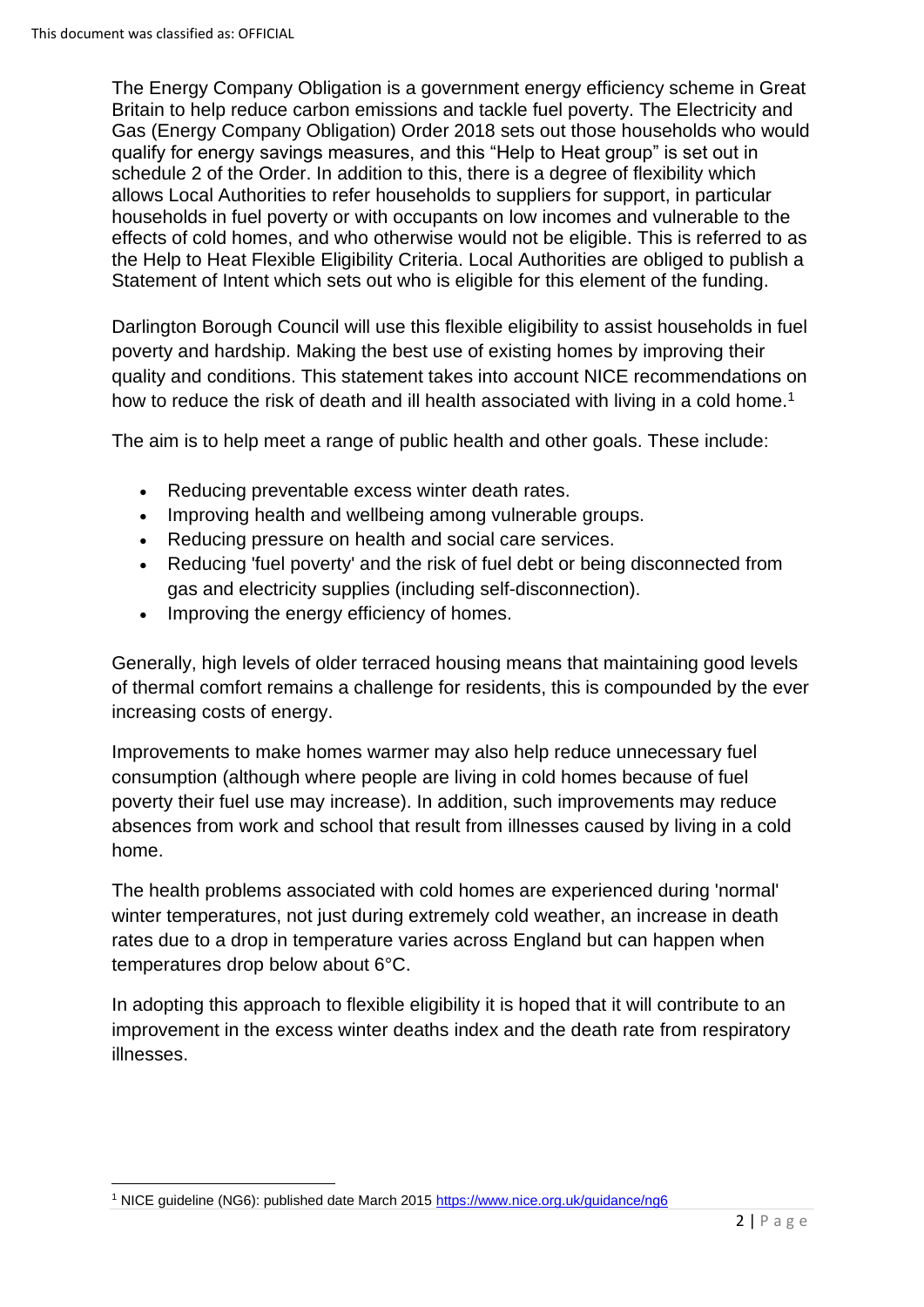The Energy Company Obligation is a government energy efficiency scheme in Great Britain to help reduce carbon emissions and tackle fuel poverty. The Electricity and Gas (Energy Company Obligation) Order 2018 sets out those households who would qualify for energy savings measures, and this "Help to Heat group" is set out in schedule 2 of the Order. In addition to this, there is a degree of flexibility which allows Local Authorities to refer households to suppliers for support, in particular households in fuel poverty or with occupants on low incomes and vulnerable to the effects of cold homes, and who otherwise would not be eligible. This is referred to as the Help to Heat Flexible Eligibility Criteria. Local Authorities are obliged to publish a Statement of Intent which sets out who is eligible for this element of the funding.

Darlington Borough Council will use this flexible eligibility to assist households in fuel poverty and hardship. Making the best use of existing homes by improving their quality and conditions. This statement takes into account NICE recommendations on how to reduce the risk of death and ill health associated with living in a cold home.[1]

The aim is to help meet a range of public health and other goals. These include:

- Reducing preventable excess winter death rates.
- Improving health and wellbeing among vulnerable groups.
- Reducing pressure on health and social care services.
- Reducing 'fuel poverty' and the risk of fuel debt or being disconnected from gas and electricity supplies (including self-disconnection).
- Improving the energy efficiency of homes.

Generally, high levels of older terraced housing means that maintaining good levels of thermal comfort remains a challenge for residents, this is compounded by the ever increasing costs of energy.

Improvements to make homes warmer may also help reduce unnecessary fuel consumption (although where people are living in cold homes because of fuel poverty their fuel use may increase). In addition, such improvements may reduce absences from work and school that result from illnesses caused by living in a cold home.

The health problems associated with cold homes are experienced during 'normal' winter temperatures, not just during extremely cold weather, an increase in death rates due to a drop in temperature varies across England but can happen when temperatures drop below about 6°C.

In adopting this approach to flexible eligibility it is hoped that it will contribute to an improvement in the excess winter deaths index and the death rate from respiratory illnesses.

[1] NICE guideline (NG6): published date March 2015 https://www.nice.org.uk/guidance/ng6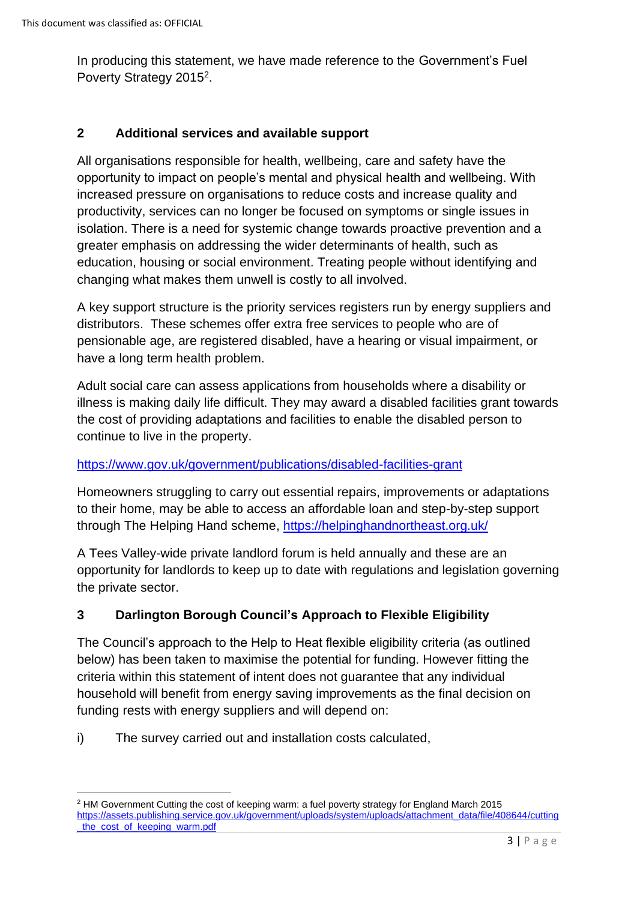In producing this statement, we have made reference to the Government's Fuel Poverty Strategy 2015[2].

## 2 Additional services and available support

All organisations responsible for health, wellbeing, care and safety have the opportunity to impact on people's mental and physical health and wellbeing. With increased pressure on organisations to reduce costs and increase quality and productivity, services can no longer be focused on symptoms or single issues in isolation. There is a need for systemic change towards proactive prevention and a greater emphasis on addressing the wider determinants of health, such as education, housing or social environment. Treating people without identifying and changing what makes them unwell is costly to all involved.

A key support structure is the priority services registers run by energy suppliers and distributors. These schemes offer extra free services to people who are of pensionable age, are registered disabled, have a hearing or visual impairment, or have a long term health problem.

Adult social care can assess applications from households where a disability or illness is making daily life difficult. They may award a disabled facilities grant towards the cost of providing adaptations and facilities to enable the disabled person to continue to live in the property.

https://www.gov.uk/government/publications/disabled-facilities-grant

Homeowners struggling to carry out essential repairs, improvements or adaptations to their home, may be able to access an affordable loan and step-by-step support through The Helping Hand scheme, https://helpinghandnortheast.org.uk/

A Tees Valley-wide private landlord forum is held annually and these are an opportunity for landlords to keep up to date with regulations and legislation governing the private sector.

## 3 Darlington Borough Council's Approach to Flexible Eligibility

The Council's approach to the Help to Heat flexible eligibility criteria (as outlined below) has been taken to maximise the potential for funding. However fitting the criteria within this statement of intent does not guarantee that any individual household will benefit from energy saving improvements as the final decision on funding rests with energy suppliers and will depend on:

i) The survey carried out and installation costs calculated,

---

[2] HM Government Cutting the cost of keeping warm: a fuel poverty strategy for England March 2015 https://assets.publishing.service.gov.uk/government/uploads/system/uploads/attachment_data/file/408644/cutting_the_cost_of_keeping_warm.pdf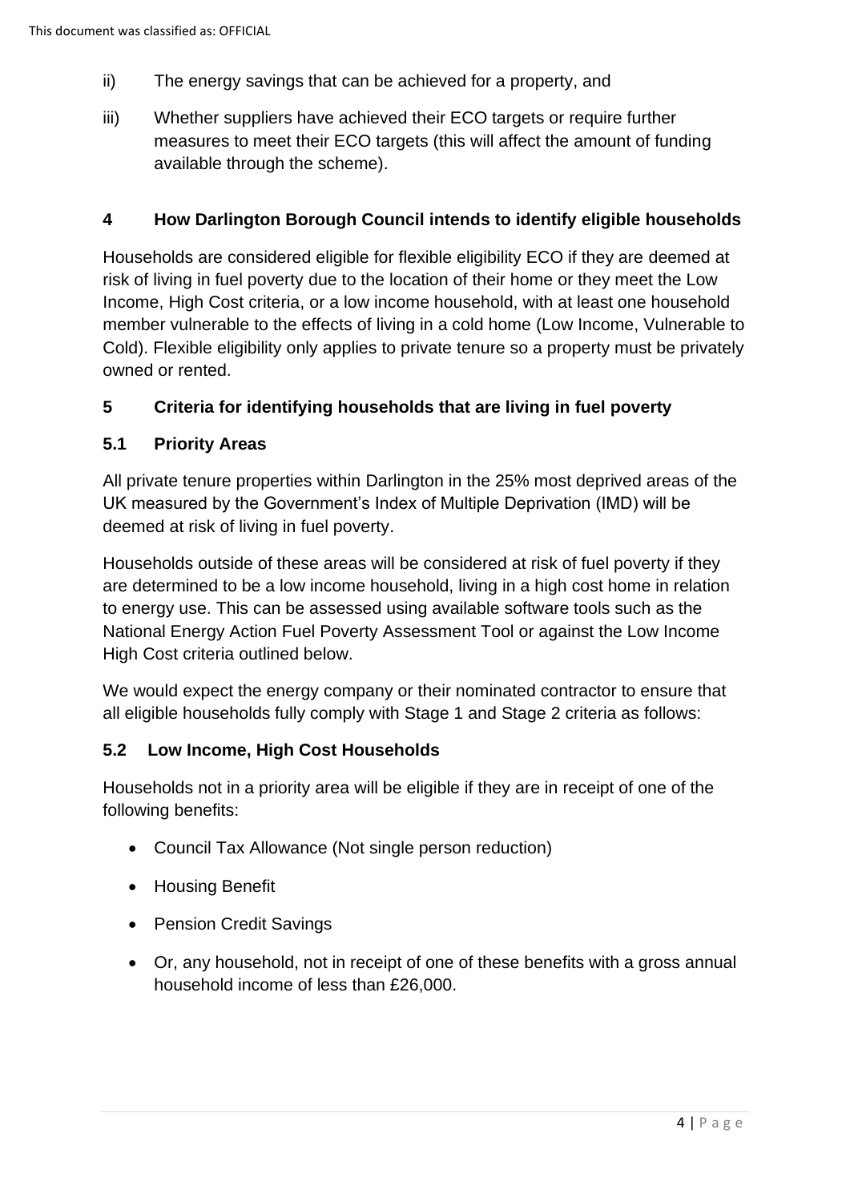ii) The energy savings that can be achieved for a property, and

iii) Whether suppliers have achieved their ECO targets or require further measures to meet their ECO targets (this will affect the amount of funding available through the scheme).

## 4 How Darlington Borough Council intends to identify eligible households

Households are considered eligible for flexible eligibility ECO if they are deemed at risk of living in fuel poverty due to the location of their home or they meet the Low Income, High Cost criteria, or a low income household, with at least one household member vulnerable to the effects of living in a cold home (Low Income, Vulnerable to Cold). Flexible eligibility only applies to private tenure so a property must be privately owned or rented.

## 5 Criteria for identifying households that are living in fuel poverty

### 5.1 Priority Areas

All private tenure properties within Darlington in the 25% most deprived areas of the UK measured by the Government's Index of Multiple Deprivation (IMD) will be deemed at risk of living in fuel poverty.

Households outside of these areas will be considered at risk of fuel poverty if they are determined to be a low income household, living in a high cost home in relation to energy use. This can be assessed using available software tools such as the National Energy Action Fuel Poverty Assessment Tool or against the Low Income High Cost criteria outlined below.

We would expect the energy company or their nominated contractor to ensure that all eligible households fully comply with Stage 1 and Stage 2 criteria as follows:

### 5.2 Low Income, High Cost Households

Households not in a priority area will be eligible if they are in receipt of one of the following benefits:

- Council Tax Allowance (Not single person reduction)
- Housing Benefit
- Pension Credit Savings
- Or, any household, not in receipt of one of these benefits with a gross annual household income of less than £26,000.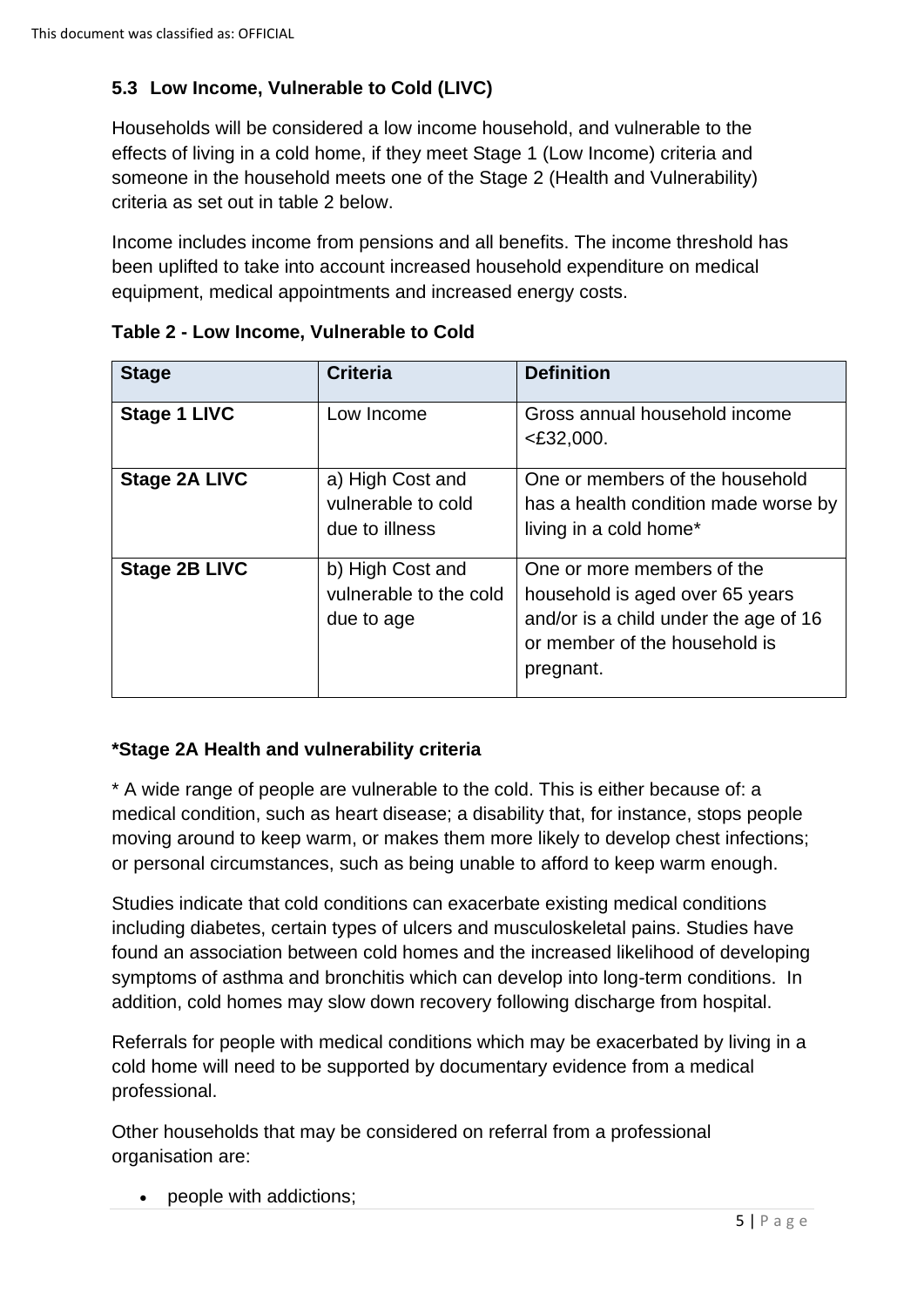### 5.3 Low Income, Vulnerable to Cold (LIVC)

Households will be considered a low income household, and vulnerable to the effects of living in a cold home, if they meet Stage 1 (Low Income) criteria and someone in the household meets one of the Stage 2 (Health and Vulnerability) criteria as set out in table 2 below.

Income includes income from pensions and all benefits. The income threshold has been uplifted to take into account increased household expenditure on medical equipment, medical appointments and increased energy costs.

**Table 2 - Low Income, Vulnerable to Cold**

| Stage | Criteria | Definition |
|---|---|---|
| **Stage 1 LIVC** | Low Income | Gross annual household income <£32,000. |
| **Stage 2A LIVC** | a) High Cost and vulnerable to cold due to illness | One or members of the household has a health condition made worse by living in a cold home* |
| **Stage 2B LIVC** | b) High Cost and vulnerable to the cold due to age | One or more members of the household is aged over 65 years and/or is a child under the age of 16 or member of the household is pregnant. |

**\*Stage 2A Health and vulnerability criteria**

\* A wide range of people are vulnerable to the cold. This is either because of: a medical condition, such as heart disease; a disability that, for instance, stops people moving around to keep warm, or makes them more likely to develop chest infections; or personal circumstances, such as being unable to afford to keep warm enough.

Studies indicate that cold conditions can exacerbate existing medical conditions including diabetes, certain types of ulcers and musculoskeletal pains. Studies have found an association between cold homes and the increased likelihood of developing symptoms of asthma and bronchitis which can develop into long-term conditions. In addition, cold homes may slow down recovery following discharge from hospital.

Referrals for people with medical conditions which may be exacerbated by living in a cold home will need to be supported by documentary evidence from a medical professional.

Other households that may be considered on referral from a professional organisation are:

- people with addictions;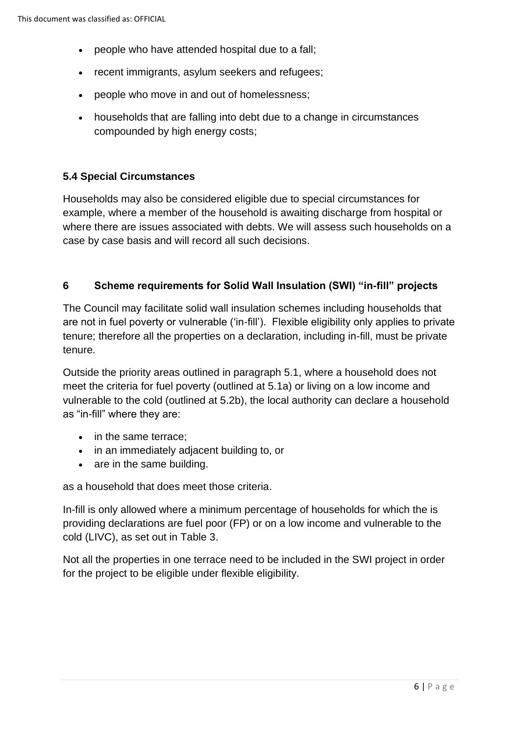- people who have attended hospital due to a fall;
- recent immigrants, asylum seekers and refugees;
- people who move in and out of homelessness;
- households that are falling into debt due to a change in circumstances compounded by high energy costs;

### 5.4 Special Circumstances

Households may also be considered eligible due to special circumstances for example, where a member of the household is awaiting discharge from hospital or where there are issues associated with debts. We will assess such households on a case by case basis and will record all such decisions.

## 6 Scheme requirements for Solid Wall Insulation (SWI) "in-fill" projects

The Council may facilitate solid wall insulation schemes including households that are not in fuel poverty or vulnerable ('in-fill'). Flexible eligibility only applies to private tenure; therefore all the properties on a declaration, including in-fill, must be private tenure.

Outside the priority areas outlined in paragraph 5.1, where a household does not meet the criteria for fuel poverty (outlined at 5.1a) or living on a low income and vulnerable to the cold (outlined at 5.2b), the local authority can declare a household as "in-fill" where they are:

- in the same terrace;
- in an immediately adjacent building to, or
- are in the same building.

as a household that does meet those criteria.

In-fill is only allowed where a minimum percentage of households for which the is providing declarations are fuel poor (FP) or on a low income and vulnerable to the cold (LIVC), as set out in Table 3.

Not all the properties in one terrace need to be included in the SWI project in order for the project to be eligible under flexible eligibility.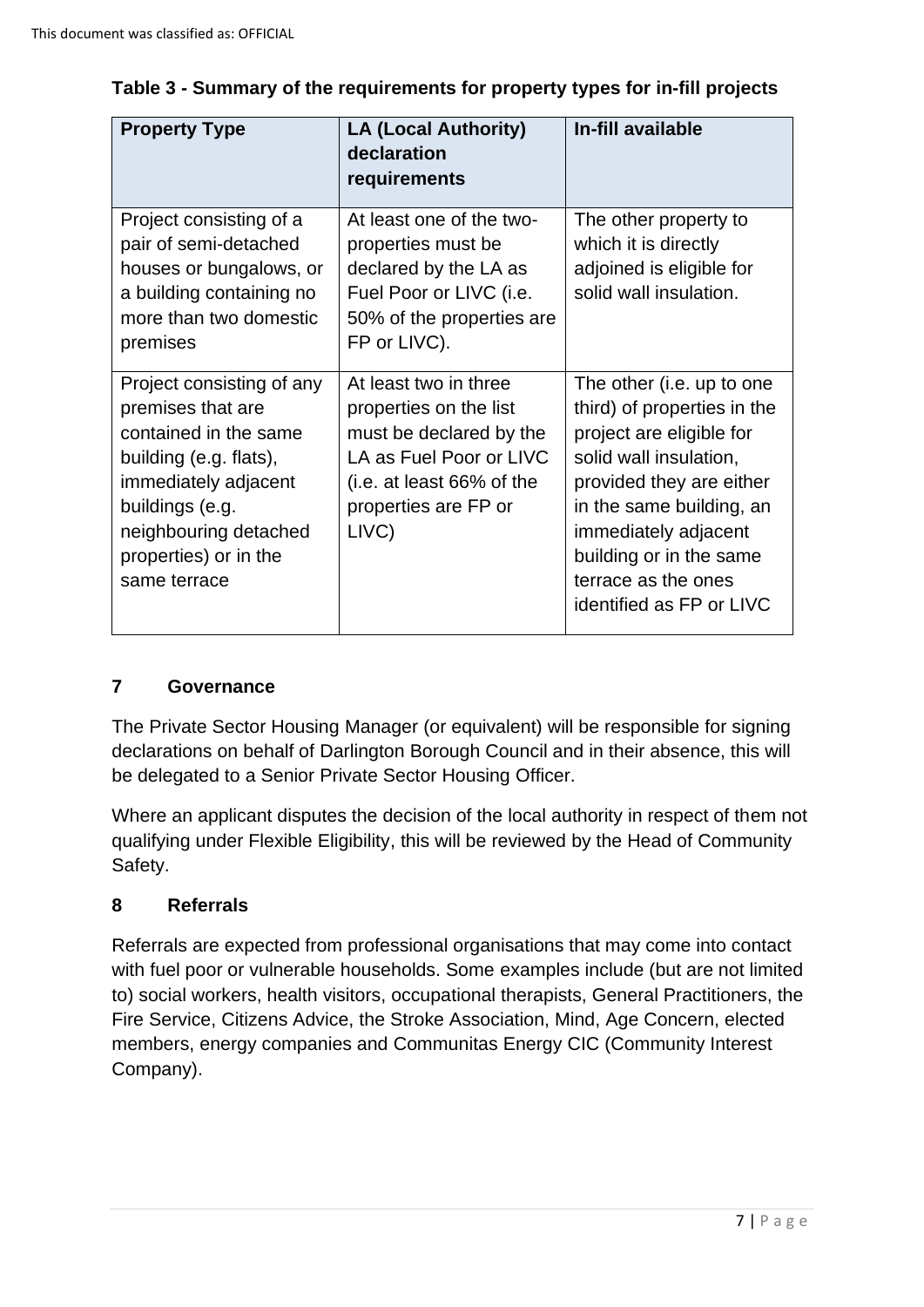**Table 3 - Summary of the requirements for property types for in-fill projects**

| Property Type | LA (Local Authority) declaration requirements | In-fill available |
|---|---|---|
| Project consisting of a pair of semi-detached houses or bungalows, or a building containing no more than two domestic premises | At least one of the two-properties must be declared by the LA as Fuel Poor or LIVC (i.e. 50% of the properties are FP or LIVC). | The other property to which it is directly adjoined is eligible for solid wall insulation. |
| Project consisting of any premises that are contained in the same building (e.g. flats), immediately adjacent buildings (e.g. neighbouring detached properties) or in the same terrace | At least two in three properties on the list must be declared by the LA as Fuel Poor or LIVC (i.e. at least 66% of the properties are FP or LIVC) | The other (i.e. up to one third) of properties in the project are eligible for solid wall insulation, provided they are either in the same building, an immediately adjacent building or in the same terrace as the ones identified as FP or LIVC |

## 7 Governance

The Private Sector Housing Manager (or equivalent) will be responsible for signing declarations on behalf of Darlington Borough Council and in their absence, this will be delegated to a Senior Private Sector Housing Officer.

Where an applicant disputes the decision of the local authority in respect of them not qualifying under Flexible Eligibility, this will be reviewed by the Head of Community Safety.

## 8 Referrals

Referrals are expected from professional organisations that may come into contact with fuel poor or vulnerable households. Some examples include (but are not limited to) social workers, health visitors, occupational therapists, General Practitioners, the Fire Service, Citizens Advice, the Stroke Association, Mind, Age Concern, elected members, energy companies and Communitas Energy CIC (Community Interest Company).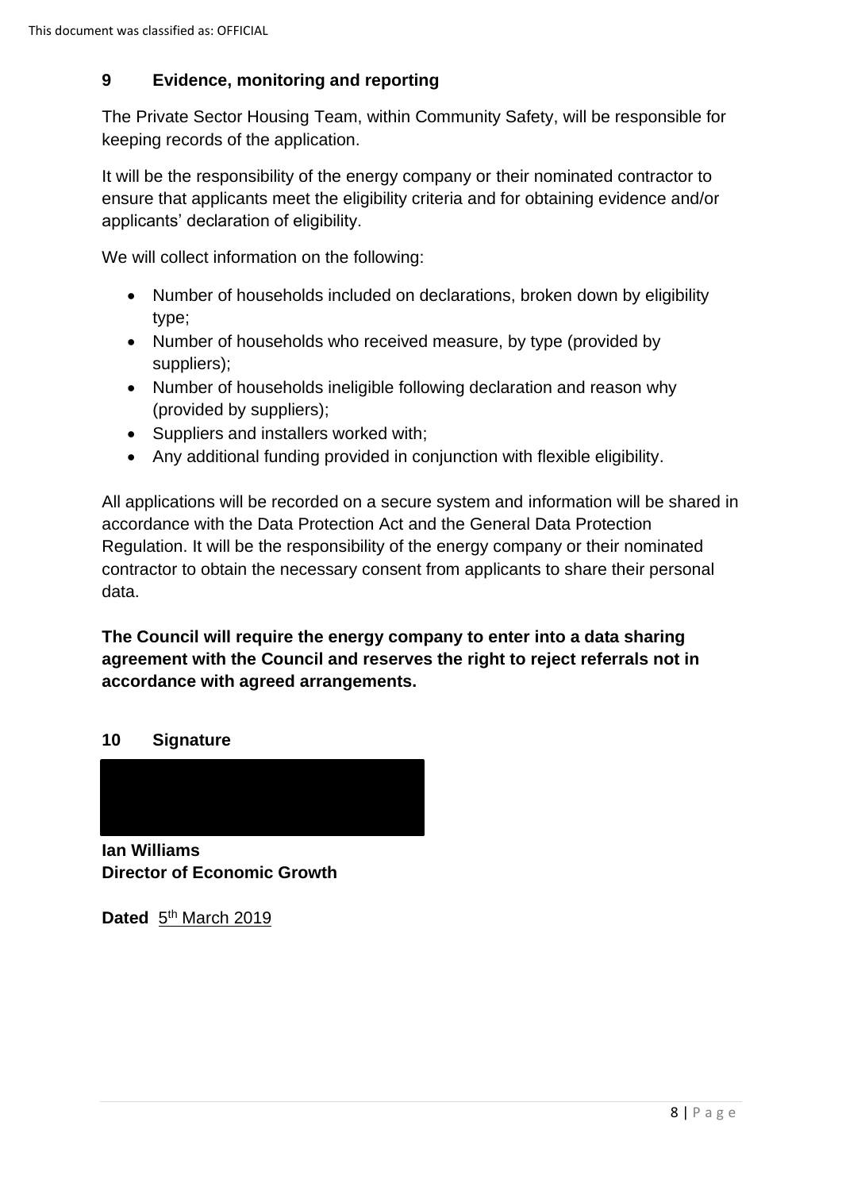## 9 Evidence, monitoring and reporting

The Private Sector Housing Team, within Community Safety, will be responsible for keeping records of the application.

It will be the responsibility of the energy company or their nominated contractor to ensure that applicants meet the eligibility criteria and for obtaining evidence and/or applicants' declaration of eligibility.

We will collect information on the following:

- Number of households included on declarations, broken down by eligibility type;
- Number of households who received measure, by type (provided by suppliers);
- Number of households ineligible following declaration and reason why (provided by suppliers);
- Suppliers and installers worked with;
- Any additional funding provided in conjunction with flexible eligibility.

All applications will be recorded on a secure system and information will be shared in accordance with the Data Protection Act and the General Data Protection Regulation. It will be the responsibility of the energy company or their nominated contractor to obtain the necessary consent from applicants to share their personal data.

**The Council will require the energy company to enter into a data sharing agreement with the Council and reserves the right to reject referrals not in accordance with agreed arrangements.**

## 10 Signature

**Ian Williams**
**Director of Economic Growth**

**Dated** 5th March 2019